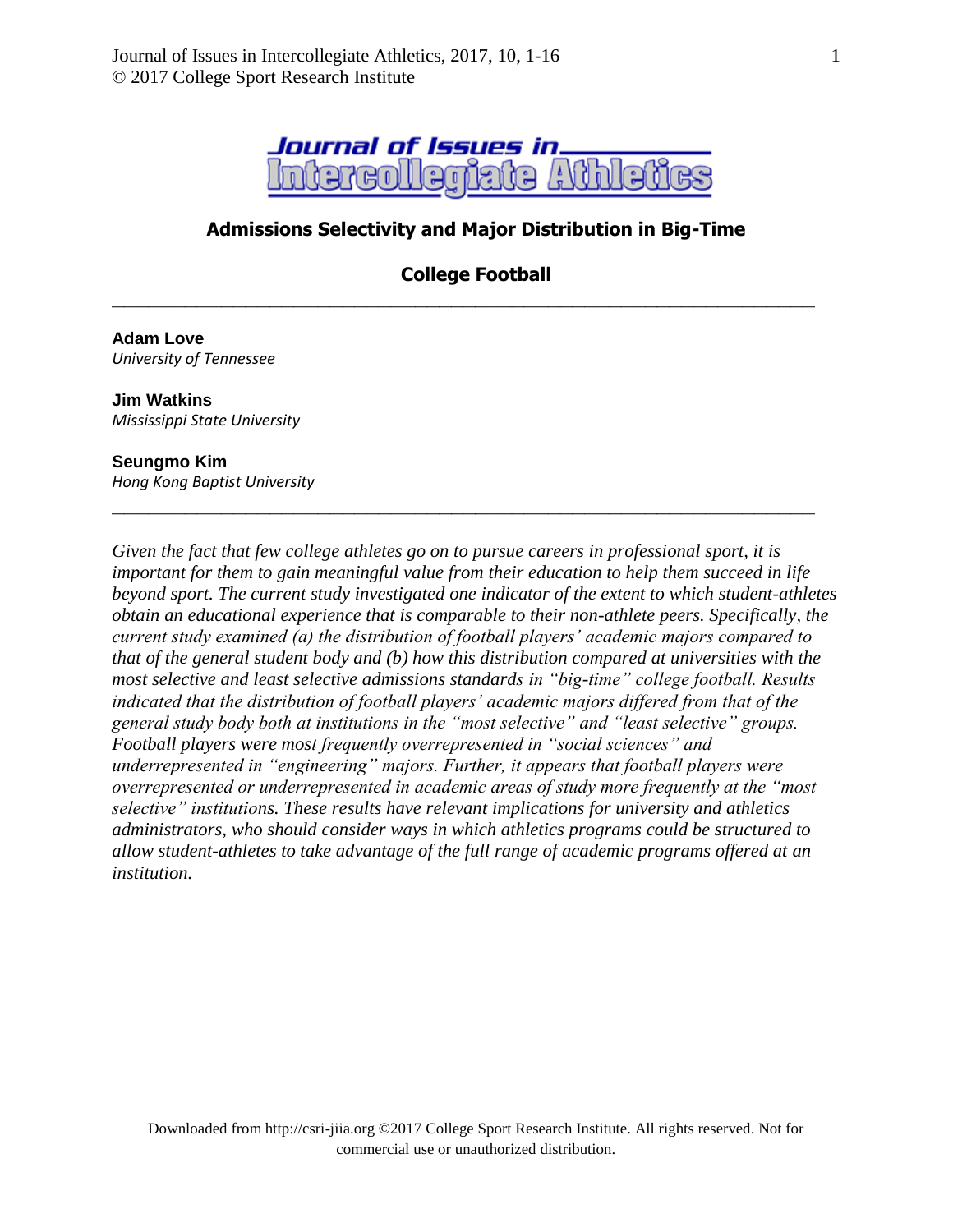# Admissions Selectivity and Major Distribution in Big-Time College Football

---

**Adam Love**
*University of Tennessee*

**Jim Watkins**
*Mississippi State University*

**Seungmo Kim**
*Hong Kong Baptist University*

---

*Given the fact that few college athletes go on to pursue careers in professional sport, it is important for them to gain meaningful value from their education to help them succeed in life beyond sport. The current study investigated one indicator of the extent to which student-athletes obtain an educational experience that is comparable to their non-athlete peers. Specifically, the current study examined (a) the distribution of football players' academic majors compared to that of the general student body and (b) how this distribution compared at universities with the most selective and least selective admissions standards in "big-time" college football. Results indicated that the distribution of football players' academic majors differed from that of the general study body both at institutions in the "most selective" and "least selective" groups. Football players were most frequently overrepresented in "social sciences" and underrepresented in "engineering" majors. Further, it appears that football players were overrepresented or underrepresented in academic areas of study more frequently at the "most selective" institutions. These results have relevant implications for university and athletics administrators, who should consider ways in which athletics programs could be structured to allow student-athletes to take advantage of the full range of academic programs offered at an institution.*

Downloaded from http://csri-jiia.org ©2017 College Sport Research Institute. All rights reserved. Not for commercial use or unauthorized distribution.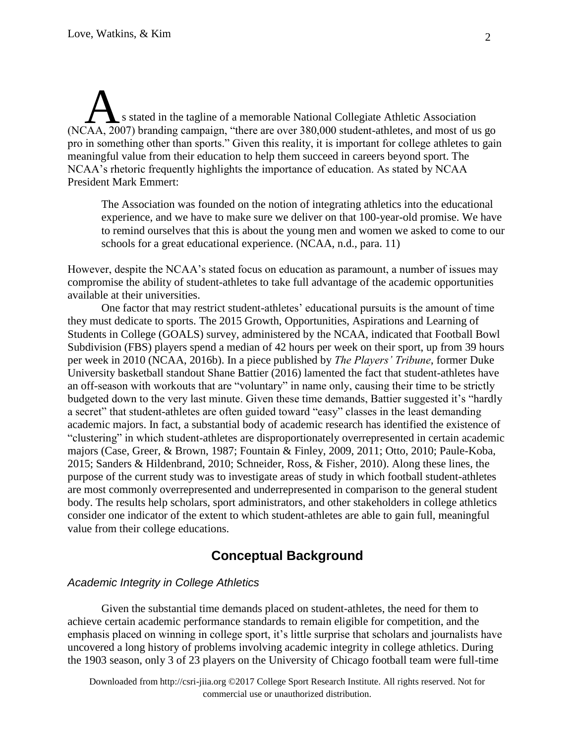As stated in the tagline of a memorable National Collegiate Athletic Association (NCAA, 2007) branding campaign, "there are over 380,000 student-athletes, and most of us go pro in something other than sports." Given this reality, it is important for college athletes to gain meaningful value from their education to help them succeed in careers beyond sport. The NCAA's rhetoric frequently highlights the importance of education. As stated by NCAA President Mark Emmert:

> The Association was founded on the notion of integrating athletics into the educational experience, and we have to make sure we deliver on that 100-year-old promise. We have to remind ourselves that this is about the young men and women we asked to come to our schools for a great educational experience. (NCAA, n.d., para. 11)

However, despite the NCAA's stated focus on education as paramount, a number of issues may compromise the ability of student-athletes to take full advantage of the academic opportunities available at their universities.

One factor that may restrict student-athletes' educational pursuits is the amount of time they must dedicate to sports. The 2015 Growth, Opportunities, Aspirations and Learning of Students in College (GOALS) survey, administered by the NCAA, indicated that Football Bowl Subdivision (FBS) players spend a median of 42 hours per week on their sport, up from 39 hours per week in 2010 (NCAA, 2016b). In a piece published by *The Players' Tribune*, former Duke University basketball standout Shane Battier (2016) lamented the fact that student-athletes have an off-season with workouts that are "voluntary" in name only, causing their time to be strictly budgeted down to the very last minute. Given these time demands, Battier suggested it's "hardly a secret" that student-athletes are often guided toward "easy" classes in the least demanding academic majors. In fact, a substantial body of academic research has identified the existence of "clustering" in which student-athletes are disproportionately overrepresented in certain academic majors (Case, Greer, & Brown, 1987; Fountain & Finley, 2009, 2011; Otto, 2010; Paule-Koba, 2015; Sanders & Hildenbrand, 2010; Schneider, Ross, & Fisher, 2010). Along these lines, the purpose of the current study was to investigate areas of study in which football student-athletes are most commonly overrepresented and underrepresented in comparison to the general student body. The results help scholars, sport administrators, and other stakeholders in college athletics consider one indicator of the extent to which student-athletes are able to gain full, meaningful value from their college educations.

## Conceptual Background

### *Academic Integrity in College Athletics*

Given the substantial time demands placed on student-athletes, the need for them to achieve certain academic performance standards to remain eligible for competition, and the emphasis placed on winning in college sport, it's little surprise that scholars and journalists have uncovered a long history of problems involving academic integrity in college athletics. During the 1903 season, only 3 of 23 players on the University of Chicago football team were full-time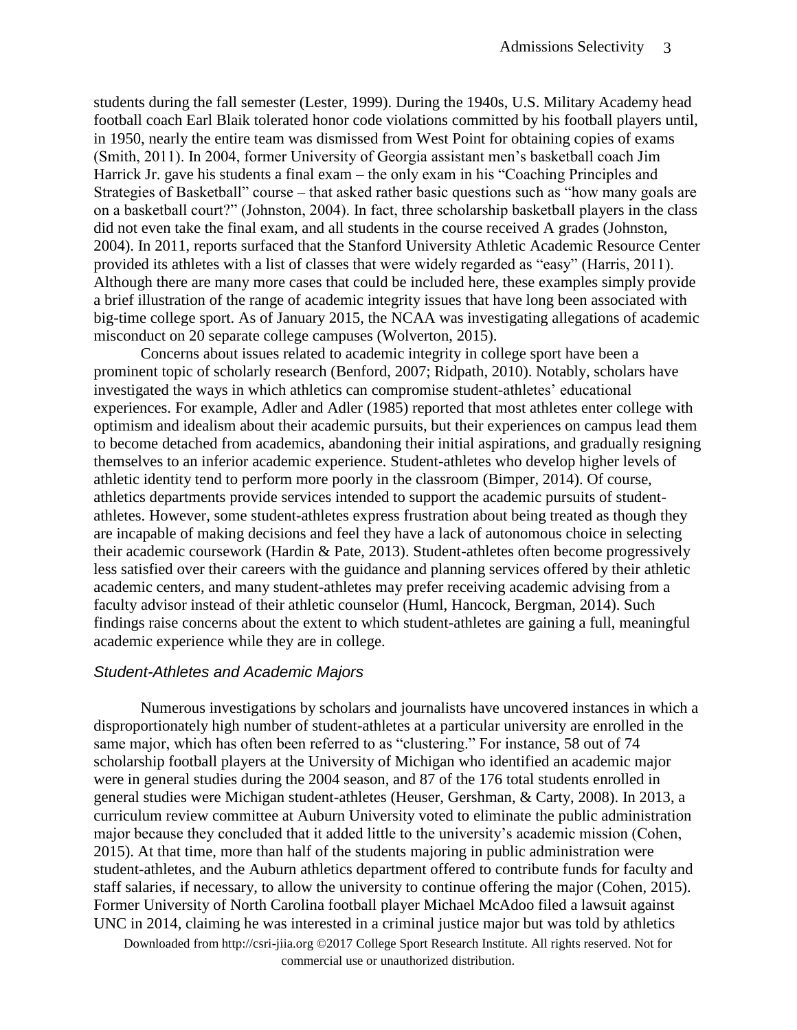students during the fall semester (Lester, 1999). During the 1940s, U.S. Military Academy head football coach Earl Blaik tolerated honor code violations committed by his football players until, in 1950, nearly the entire team was dismissed from West Point for obtaining copies of exams (Smith, 2011). In 2004, former University of Georgia assistant men's basketball coach Jim Harrick Jr. gave his students a final exam – the only exam in his "Coaching Principles and Strategies of Basketball" course – that asked rather basic questions such as "how many goals are on a basketball court?" (Johnston, 2004). In fact, three scholarship basketball players in the class did not even take the final exam, and all students in the course received A grades (Johnston, 2004). In 2011, reports surfaced that the Stanford University Athletic Academic Resource Center provided its athletes with a list of classes that were widely regarded as "easy" (Harris, 2011). Although there are many more cases that could be included here, these examples simply provide a brief illustration of the range of academic integrity issues that have long been associated with big-time college sport. As of January 2015, the NCAA was investigating allegations of academic misconduct on 20 separate college campuses (Wolverton, 2015).

Concerns about issues related to academic integrity in college sport have been a prominent topic of scholarly research (Benford, 2007; Ridpath, 2010). Notably, scholars have investigated the ways in which athletics can compromise student-athletes' educational experiences. For example, Adler and Adler (1985) reported that most athletes enter college with optimism and idealism about their academic pursuits, but their experiences on campus lead them to become detached from academics, abandoning their initial aspirations, and gradually resigning themselves to an inferior academic experience. Student-athletes who develop higher levels of athletic identity tend to perform more poorly in the classroom (Bimper, 2014). Of course, athletics departments provide services intended to support the academic pursuits of student-athletes. However, some student-athletes express frustration about being treated as though they are incapable of making decisions and feel they have a lack of autonomous choice in selecting their academic coursework (Hardin & Pate, 2013). Student-athletes often become progressively less satisfied over their careers with the guidance and planning services offered by their athletic academic centers, and many student-athletes may prefer receiving academic advising from a faculty advisor instead of their athletic counselor (Huml, Hancock, Bergman, 2014). Such findings raise concerns about the extent to which student-athletes are gaining a full, meaningful academic experience while they are in college.

### *Student-Athletes and Academic Majors*

Numerous investigations by scholars and journalists have uncovered instances in which a disproportionately high number of student-athletes at a particular university are enrolled in the same major, which has often been referred to as "clustering." For instance, 58 out of 74 scholarship football players at the University of Michigan who identified an academic major were in general studies during the 2004 season, and 87 of the 176 total students enrolled in general studies were Michigan student-athletes (Heuser, Gershman, & Carty, 2008). In 2013, a curriculum review committee at Auburn University voted to eliminate the public administration major because they concluded that it added little to the university's academic mission (Cohen, 2015). At that time, more than half of the students majoring in public administration were student-athletes, and the Auburn athletics department offered to contribute funds for faculty and staff salaries, if necessary, to allow the university to continue offering the major (Cohen, 2015). Former University of North Carolina football player Michael McAdoo filed a lawsuit against UNC in 2014, claiming he was interested in a criminal justice major but was told by athletics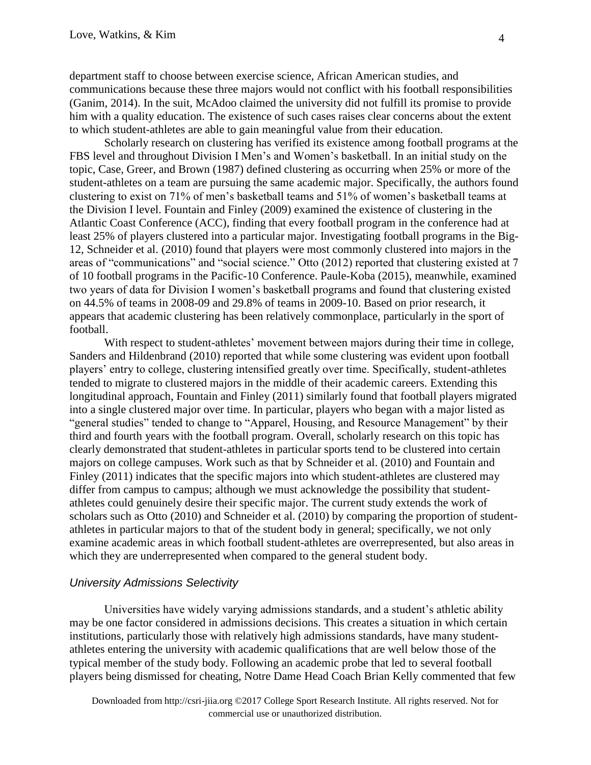department staff to choose between exercise science, African American studies, and communications because these three majors would not conflict with his football responsibilities (Ganim, 2014). In the suit, McAdoo claimed the university did not fulfill its promise to provide him with a quality education. The existence of such cases raises clear concerns about the extent to which student-athletes are able to gain meaningful value from their education.

Scholarly research on clustering has verified its existence among football programs at the FBS level and throughout Division I Men's and Women's basketball. In an initial study on the topic, Case, Greer, and Brown (1987) defined clustering as occurring when 25% or more of the student-athletes on a team are pursuing the same academic major. Specifically, the authors found clustering to exist on 71% of men's basketball teams and 51% of women's basketball teams at the Division I level. Fountain and Finley (2009) examined the existence of clustering in the Atlantic Coast Conference (ACC), finding that every football program in the conference had at least 25% of players clustered into a particular major. Investigating football programs in the Big-12, Schneider et al. (2010) found that players were most commonly clustered into majors in the areas of "communications" and "social science." Otto (2012) reported that clustering existed at 7 of 10 football programs in the Pacific-10 Conference. Paule-Koba (2015), meanwhile, examined two years of data for Division I women's basketball programs and found that clustering existed on 44.5% of teams in 2008-09 and 29.8% of teams in 2009-10. Based on prior research, it appears that academic clustering has been relatively commonplace, particularly in the sport of football.

With respect to student-athletes' movement between majors during their time in college, Sanders and Hildenbrand (2010) reported that while some clustering was evident upon football players' entry to college, clustering intensified greatly over time. Specifically, student-athletes tended to migrate to clustered majors in the middle of their academic careers. Extending this longitudinal approach, Fountain and Finley (2011) similarly found that football players migrated into a single clustered major over time. In particular, players who began with a major listed as "general studies" tended to change to "Apparel, Housing, and Resource Management" by their third and fourth years with the football program. Overall, scholarly research on this topic has clearly demonstrated that student-athletes in particular sports tend to be clustered into certain majors on college campuses. Work such as that by Schneider et al. (2010) and Fountain and Finley (2011) indicates that the specific majors into which student-athletes are clustered may differ from campus to campus; although we must acknowledge the possibility that student-athletes could genuinely desire their specific major. The current study extends the work of scholars such as Otto (2010) and Schneider et al. (2010) by comparing the proportion of student-athletes in particular majors to that of the student body in general; specifically, we not only examine academic areas in which football student-athletes are overrepresented, but also areas in which they are underrepresented when compared to the general student body.

### *University Admissions Selectivity*

Universities have widely varying admissions standards, and a student's athletic ability may be one factor considered in admissions decisions. This creates a situation in which certain institutions, particularly those with relatively high admissions standards, have many student-athletes entering the university with academic qualifications that are well below those of the typical member of the study body. Following an academic probe that led to several football players being dismissed for cheating, Notre Dame Head Coach Brian Kelly commented that few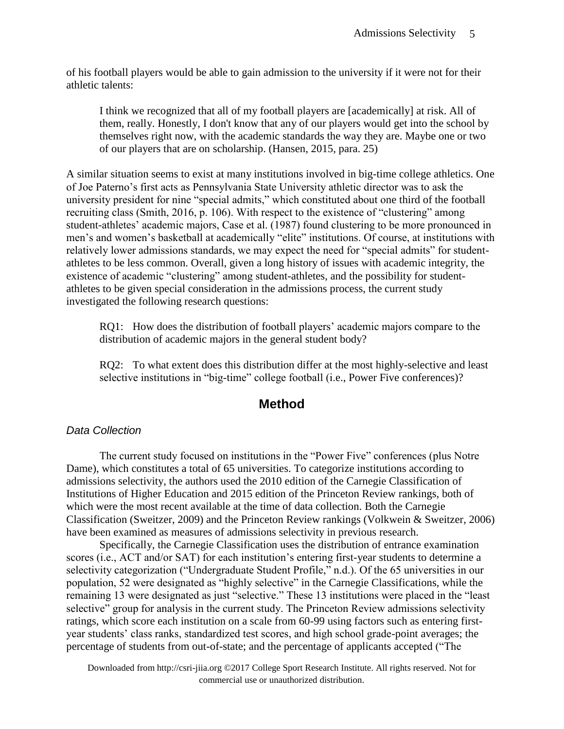of his football players would be able to gain admission to the university if it were not for their athletic talents:

> I think we recognized that all of my football players are [academically] at risk. All of them, really. Honestly, I don't know that any of our players would get into the school by themselves right now, with the academic standards the way they are. Maybe one or two of our players that are on scholarship. (Hansen, 2015, para. 25)

A similar situation seems to exist at many institutions involved in big-time college athletics. One of Joe Paterno's first acts as Pennsylvania State University athletic director was to ask the university president for nine "special admits," which constituted about one third of the football recruiting class (Smith, 2016, p. 106). With respect to the existence of "clustering" among student-athletes' academic majors, Case et al. (1987) found clustering to be more pronounced in men's and women's basketball at academically "elite" institutions. Of course, at institutions with relatively lower admissions standards, we may expect the need for "special admits" for student-athletes to be less common. Overall, given a long history of issues with academic integrity, the existence of academic "clustering" among student-athletes, and the possibility for student-athletes to be given special consideration in the admissions process, the current study investigated the following research questions:

> RQ1: How does the distribution of football players' academic majors compare to the distribution of academic majors in the general student body?
>
> RQ2: To what extent does this distribution differ at the most highly-selective and least selective institutions in "big-time" college football (i.e., Power Five conferences)?

## Method

### *Data Collection*

The current study focused on institutions in the "Power Five" conferences (plus Notre Dame), which constitutes a total of 65 universities. To categorize institutions according to admissions selectivity, the authors used the 2010 edition of the Carnegie Classification of Institutions of Higher Education and 2015 edition of the Princeton Review rankings, both of which were the most recent available at the time of data collection. Both the Carnegie Classification (Sweitzer, 2009) and the Princeton Review rankings (Volkwein & Sweitzer, 2006) have been examined as measures of admissions selectivity in previous research.

Specifically, the Carnegie Classification uses the distribution of entrance examination scores (i.e., ACT and/or SAT) for each institution's entering first-year students to determine a selectivity categorization ("Undergraduate Student Profile," n.d.). Of the 65 universities in our population, 52 were designated as "highly selective" in the Carnegie Classifications, while the remaining 13 were designated as just "selective." These 13 institutions were placed in the "least selective" group for analysis in the current study. The Princeton Review admissions selectivity ratings, which score each institution on a scale from 60-99 using factors such as entering first-year students' class ranks, standardized test scores, and high school grade-point averages; the percentage of students from out-of-state; and the percentage of applicants accepted ("The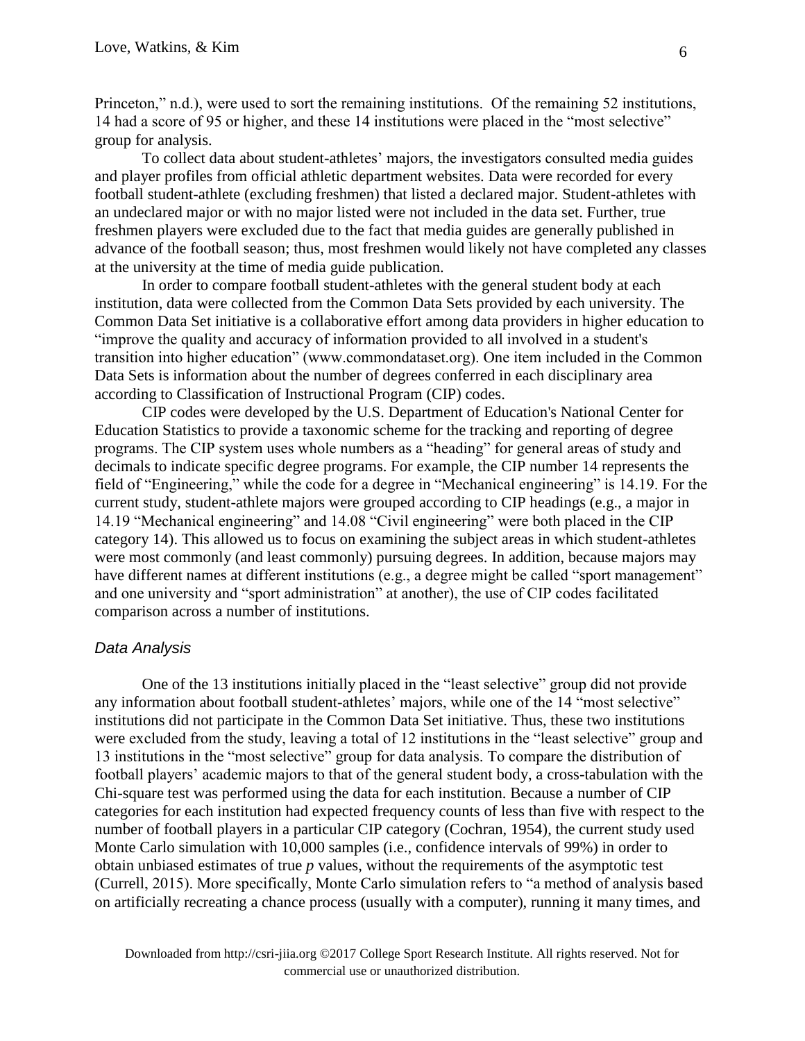Princeton," n.d.), were used to sort the remaining institutions. Of the remaining 52 institutions, 14 had a score of 95 or higher, and these 14 institutions were placed in the "most selective" group for analysis.

To collect data about student-athletes' majors, the investigators consulted media guides and player profiles from official athletic department websites. Data were recorded for every football student-athlete (excluding freshmen) that listed a declared major. Student-athletes with an undeclared major or with no major listed were not included in the data set. Further, true freshmen players were excluded due to the fact that media guides are generally published in advance of the football season; thus, most freshmen would likely not have completed any classes at the university at the time of media guide publication.

In order to compare football student-athletes with the general student body at each institution, data were collected from the Common Data Sets provided by each university. The Common Data Set initiative is a collaborative effort among data providers in higher education to "improve the quality and accuracy of information provided to all involved in a student's transition into higher education" (www.commondataset.org). One item included in the Common Data Sets is information about the number of degrees conferred in each disciplinary area according to Classification of Instructional Program (CIP) codes.

CIP codes were developed by the U.S. Department of Education's National Center for Education Statistics to provide a taxonomic scheme for the tracking and reporting of degree programs. The CIP system uses whole numbers as a "heading" for general areas of study and decimals to indicate specific degree programs. For example, the CIP number 14 represents the field of "Engineering," while the code for a degree in "Mechanical engineering" is 14.19. For the current study, student-athlete majors were grouped according to CIP headings (e.g., a major in 14.19 "Mechanical engineering" and 14.08 "Civil engineering" were both placed in the CIP category 14). This allowed us to focus on examining the subject areas in which student-athletes were most commonly (and least commonly) pursuing degrees. In addition, because majors may have different names at different institutions (e.g., a degree might be called "sport management" and one university and "sport administration" at another), the use of CIP codes facilitated comparison across a number of institutions.

### *Data Analysis*

One of the 13 institutions initially placed in the "least selective" group did not provide any information about football student-athletes' majors, while one of the 14 "most selective" institutions did not participate in the Common Data Set initiative. Thus, these two institutions were excluded from the study, leaving a total of 12 institutions in the "least selective" group and 13 institutions in the "most selective" group for data analysis. To compare the distribution of football players' academic majors to that of the general student body, a cross-tabulation with the Chi-square test was performed using the data for each institution. Because a number of CIP categories for each institution had expected frequency counts of less than five with respect to the number of football players in a particular CIP category (Cochran, 1954), the current study used Monte Carlo simulation with 10,000 samples (i.e., confidence intervals of 99%) in order to obtain unbiased estimates of true *p* values, without the requirements of the asymptotic test (Currell, 2015). More specifically, Monte Carlo simulation refers to "a method of analysis based on artificially recreating a chance process (usually with a computer), running it many times, and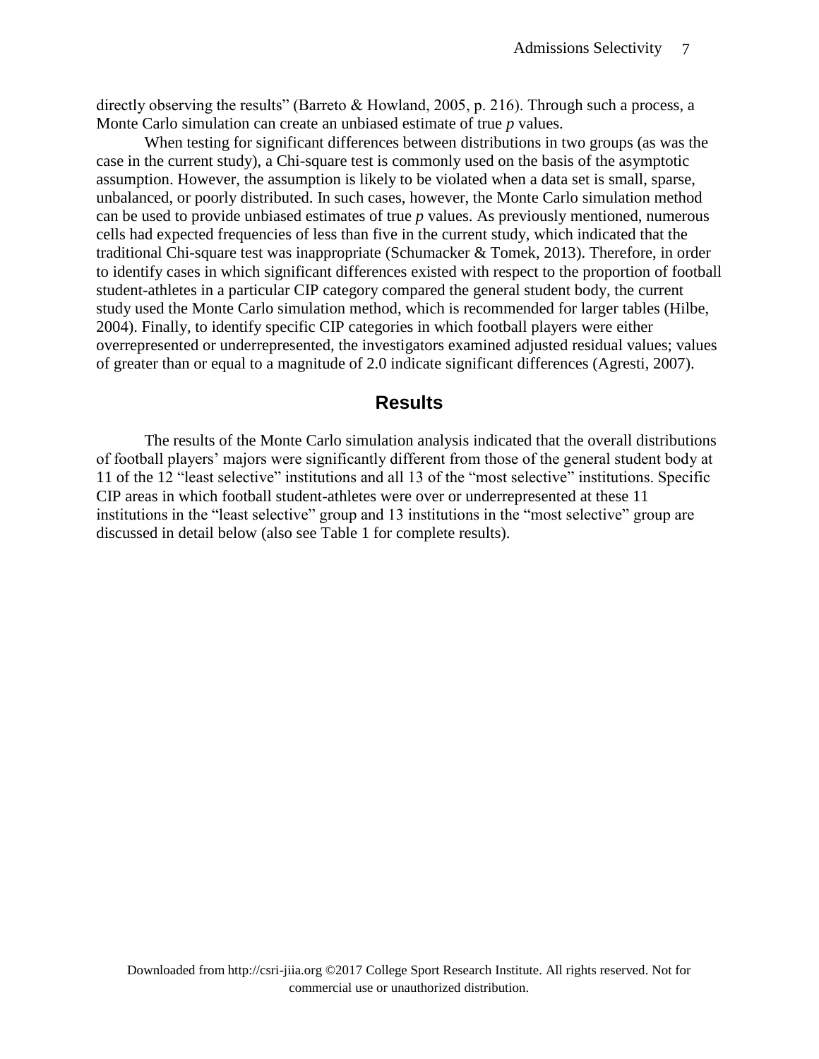directly observing the results" (Barreto & Howland, 2005, p. 216). Through such a process, a Monte Carlo simulation can create an unbiased estimate of true *p* values.

When testing for significant differences between distributions in two groups (as was the case in the current study), a Chi-square test is commonly used on the basis of the asymptotic assumption. However, the assumption is likely to be violated when a data set is small, sparse, unbalanced, or poorly distributed. In such cases, however, the Monte Carlo simulation method can be used to provide unbiased estimates of true *p* values. As previously mentioned, numerous cells had expected frequencies of less than five in the current study, which indicated that the traditional Chi-square test was inappropriate (Schumacker & Tomek, 2013). Therefore, in order to identify cases in which significant differences existed with respect to the proportion of football student-athletes in a particular CIP category compared the general student body, the current study used the Monte Carlo simulation method, which is recommended for larger tables (Hilbe, 2004). Finally, to identify specific CIP categories in which football players were either overrepresented or underrepresented, the investigators examined adjusted residual values; values of greater than or equal to a magnitude of 2.0 indicate significant differences (Agresti, 2007).

## Results

The results of the Monte Carlo simulation analysis indicated that the overall distributions of football players' majors were significantly different from those of the general student body at 11 of the 12 "least selective" institutions and all 13 of the "most selective" institutions. Specific CIP areas in which football student-athletes were over or underrepresented at these 11 institutions in the "least selective" group and 13 institutions in the "most selective" group are discussed in detail below (also see Table 1 for complete results).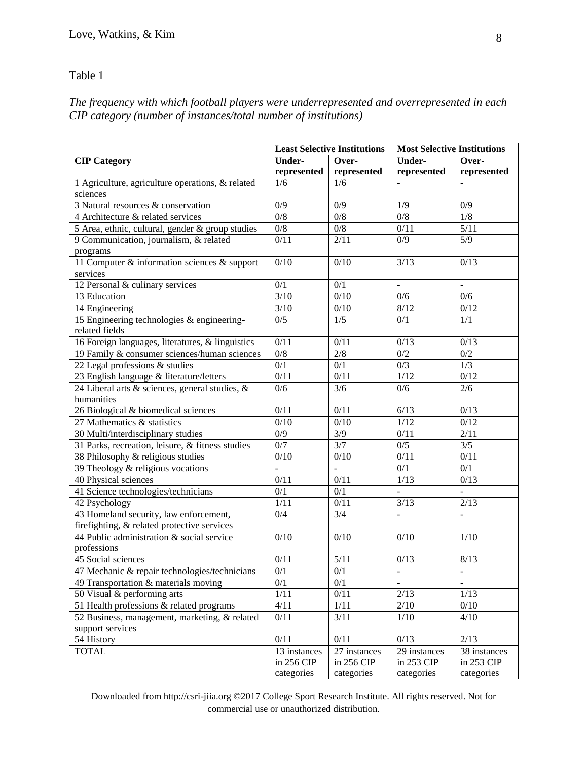Table 1

*The frequency with which football players were underrepresented and overrepresented in each CIP category (number of instances/total number of institutions)*

| | Least Selective Institutions | | Most Selective Institutions | |
|---|---|---|---|---|
| **CIP Category** | **Under-represented** | **Over-represented** | **Under-represented** | **Over-represented** |
| 1 Agriculture, agriculture operations, & related sciences | 1/6 | 1/6 | - | - |
| 3 Natural resources & conservation | 0/9 | 0/9 | 1/9 | 0/9 |
| 4 Architecture & related services | 0/8 | 0/8 | 0/8 | 1/8 |
| 5 Area, ethnic, cultural, gender & group studies | 0/8 | 0/8 | 0/11 | 5/11 |
| 9 Communication, journalism, & related programs | 0/11 | 2/11 | 0/9 | 5/9 |
| 11 Computer & information sciences & support services | 0/10 | 0/10 | 3/13 | 0/13 |
| 12 Personal & culinary services | 0/1 | 0/1 | - | - |
| 13 Education | 3/10 | 0/10 | 0/6 | 0/6 |
| 14 Engineering | 3/10 | 0/10 | 8/12 | 0/12 |
| 15 Engineering technologies & engineering-related fields | 0/5 | 1/5 | 0/1 | 1/1 |
| 16 Foreign languages, literatures, & linguistics | 0/11 | 0/11 | 0/13 | 0/13 |
| 19 Family & consumer sciences/human sciences | 0/8 | 2/8 | 0/2 | 0/2 |
| 22 Legal professions & studies | 0/1 | 0/1 | 0/3 | 1/3 |
| 23 English language & literature/letters | 0/11 | 0/11 | 1/12 | 0/12 |
| 24 Liberal arts & sciences, general studies, & humanities | 0/6 | 3/6 | 0/6 | 2/6 |
| 26 Biological & biomedical sciences | 0/11 | 0/11 | 6/13 | 0/13 |
| 27 Mathematics & statistics | 0/10 | 0/10 | 1/12 | 0/12 |
| 30 Multi/interdisciplinary studies | 0/9 | 3/9 | 0/11 | 2/11 |
| 31 Parks, recreation, leisure, & fitness studies | 0/7 | 3/7 | 0/5 | 3/5 |
| 38 Philosophy & religious studies | 0/10 | 0/10 | 0/11 | 0/11 |
| 39 Theology & religious vocations | - | - | 0/1 | 0/1 |
| 40 Physical sciences | 0/11 | 0/11 | 1/13 | 0/13 |
| 41 Science technologies/technicians | 0/1 | 0/1 | - | - |
| 42 Psychology | 1/11 | 0/11 | 3/13 | 2/13 |
| 43 Homeland security, law enforcement, firefighting, & related protective services | 0/4 | 3/4 | - | - |
| 44 Public administration & social service professions | 0/10 | 0/10 | 0/10 | 1/10 |
| 45 Social sciences | 0/11 | 5/11 | 0/13 | 8/13 |
| 47 Mechanic & repair technologies/technicians | 0/1 | 0/1 | - | - |
| 49 Transportation & materials moving | 0/1 | 0/1 | - | - |
| 50 Visual & performing arts | 1/11 | 0/11 | 2/13 | 1/13 |
| 51 Health professions & related programs | 4/11 | 1/11 | 2/10 | 0/10 |
| 52 Business, management, marketing, & related support services | 0/11 | 3/11 | 1/10 | 4/10 |
| 54 History | 0/11 | 0/11 | 0/13 | 2/13 |
| TOTAL | 13 instances in 256 CIP categories | 27 instances in 256 CIP categories | 29 instances in 253 CIP categories | 38 instances in 253 CIP categories |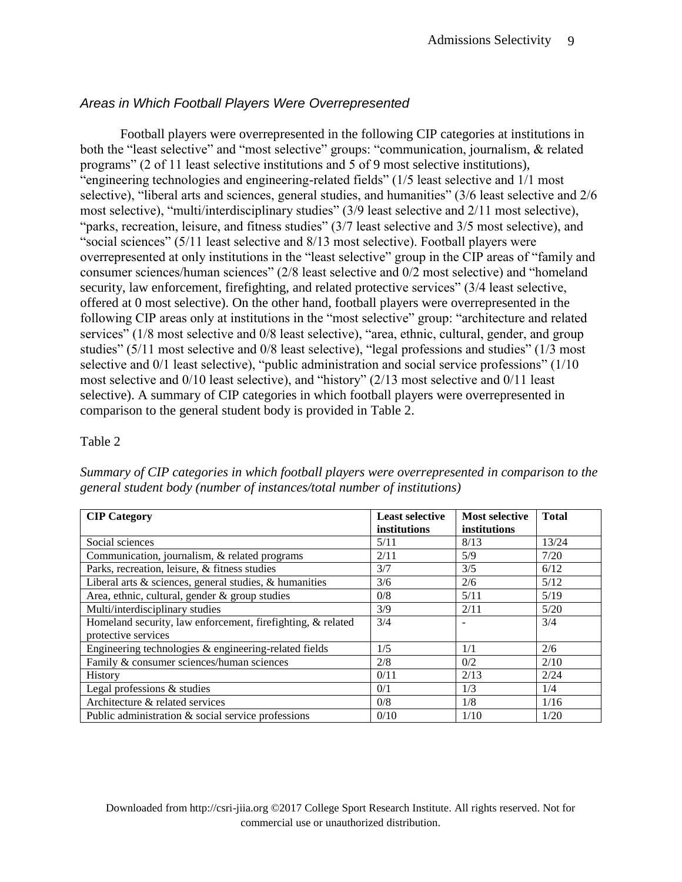### *Areas in Which Football Players Were Overrepresented*

Football players were overrepresented in the following CIP categories at institutions in both the "least selective" and "most selective" groups: "communication, journalism, & related programs" (2 of 11 least selective institutions and 5 of 9 most selective institutions), "engineering technologies and engineering-related fields" (1/5 least selective and 1/1 most selective), "liberal arts and sciences, general studies, and humanities" (3/6 least selective and 2/6 most selective), "multi/interdisciplinary studies" (3/9 least selective and 2/11 most selective), "parks, recreation, leisure, and fitness studies" (3/7 least selective and 3/5 most selective), and "social sciences" (5/11 least selective and 8/13 most selective). Football players were overrepresented at only institutions in the "least selective" group in the CIP areas of "family and consumer sciences/human sciences" (2/8 least selective and 0/2 most selective) and "homeland security, law enforcement, firefighting, and related protective services" (3/4 least selective, offered at 0 most selective). On the other hand, football players were overrepresented in the following CIP areas only at institutions in the "most selective" group: "architecture and related services" (1/8 most selective and 0/8 least selective), "area, ethnic, cultural, gender, and group studies" (5/11 most selective and 0/8 least selective), "legal professions and studies" (1/3 most selective and 0/1 least selective), "public administration and social service professions" (1/10 most selective and 0/10 least selective), and "history" (2/13 most selective and 0/11 least selective). A summary of CIP categories in which football players were overrepresented in comparison to the general student body is provided in Table 2.

Table 2

*Summary of CIP categories in which football players were overrepresented in comparison to the general student body (number of instances/total number of institutions)*

| **CIP Category** | **Least selective institutions** | **Most selective institutions** | **Total** |
|---|---|---|---|
| Social sciences | 5/11 | 8/13 | 13/24 |
| Communication, journalism, & related programs | 2/11 | 5/9 | 7/20 |
| Parks, recreation, leisure, & fitness studies | 3/7 | 3/5 | 6/12 |
| Liberal arts & sciences, general studies, & humanities | 3/6 | 2/6 | 5/12 |
| Area, ethnic, cultural, gender & group studies | 0/8 | 5/11 | 5/19 |
| Multi/interdisciplinary studies | 3/9 | 2/11 | 5/20 |
| Homeland security, law enforcement, firefighting, & related protective services | 3/4 | - | 3/4 |
| Engineering technologies & engineering-related fields | 1/5 | 1/1 | 2/6 |
| Family & consumer sciences/human sciences | 2/8 | 0/2 | 2/10 |
| History | 0/11 | 2/13 | 2/24 |
| Legal professions & studies | 0/1 | 1/3 | 1/4 |
| Architecture & related services | 0/8 | 1/8 | 1/16 |
| Public administration & social service professions | 0/10 | 1/10 | 1/20 |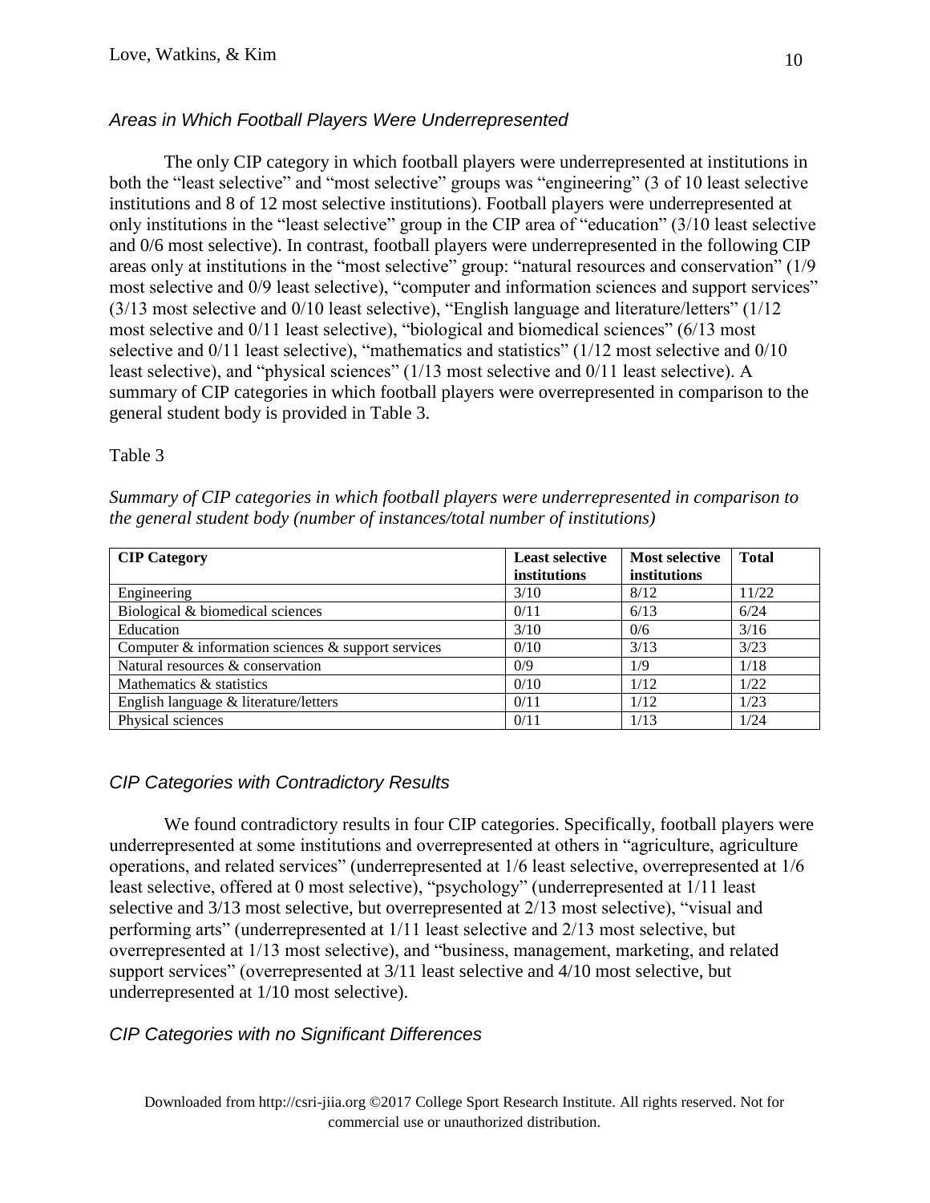### *Areas in Which Football Players Were Underrepresented*

The only CIP category in which football players were underrepresented at institutions in both the "least selective" and "most selective" groups was "engineering" (3 of 10 least selective institutions and 8 of 12 most selective institutions). Football players were underrepresented at only institutions in the "least selective" group in the CIP area of "education" (3/10 least selective and 0/6 most selective). In contrast, football players were underrepresented in the following CIP areas only at institutions in the "most selective" group: "natural resources and conservation" (1/9 most selective and 0/9 least selective), "computer and information sciences and support services" (3/13 most selective and 0/10 least selective), "English language and literature/letters" (1/12 most selective and 0/11 least selective), "biological and biomedical sciences" (6/13 most selective and 0/11 least selective), "mathematics and statistics" (1/12 most selective and 0/10 least selective), and "physical sciences" (1/13 most selective and 0/11 least selective). A summary of CIP categories in which football players were overrepresented in comparison to the general student body is provided in Table 3.

Table 3

*Summary of CIP categories in which football players were underrepresented in comparison to the general student body (number of instances/total number of institutions)*

| **CIP Category** | **Least selective institutions** | **Most selective institutions** | **Total** |
|---|---|---|---|
| Engineering | 3/10 | 8/12 | 11/22 |
| Biological & biomedical sciences | 0/11 | 6/13 | 6/24 |
| Education | 3/10 | 0/6 | 3/16 |
| Computer & information sciences & support services | 0/10 | 3/13 | 3/23 |
| Natural resources & conservation | 0/9 | 1/9 | 1/18 |
| Mathematics & statistics | 0/10 | 1/12 | 1/22 |
| English language & literature/letters | 0/11 | 1/12 | 1/23 |
| Physical sciences | 0/11 | 1/13 | 1/24 |

### *CIP Categories with Contradictory Results*

We found contradictory results in four CIP categories. Specifically, football players were underrepresented at some institutions and overrepresented at others in "agriculture, agriculture operations, and related services" (underrepresented at 1/6 least selective, overrepresented at 1/6 least selective, offered at 0 most selective), "psychology" (underrepresented at 1/11 least selective and 3/13 most selective, but overrepresented at 2/13 most selective), "visual and performing arts" (underrepresented at 1/11 least selective and 2/13 most selective, but overrepresented at 1/13 most selective), and "business, management, marketing, and related support services" (overrepresented at 3/11 least selective and 4/10 most selective, but underrepresented at 1/10 most selective).

### *CIP Categories with no Significant Differences*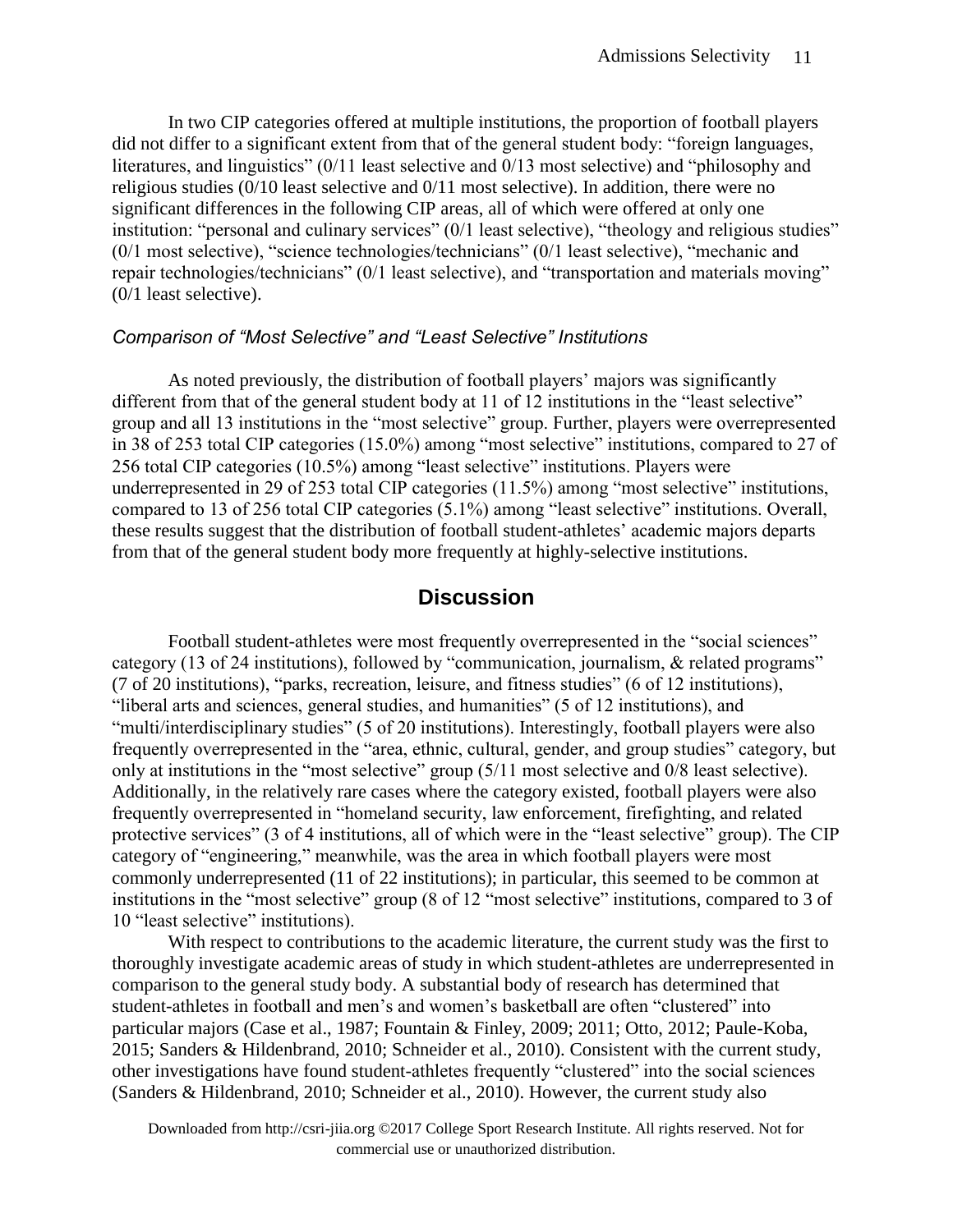In two CIP categories offered at multiple institutions, the proportion of football players did not differ to a significant extent from that of the general student body: "foreign languages, literatures, and linguistics" (0/11 least selective and 0/13 most selective) and "philosophy and religious studies (0/10 least selective and 0/11 most selective). In addition, there were no significant differences in the following CIP areas, all of which were offered at only one institution: "personal and culinary services" (0/1 least selective), "theology and religious studies" (0/1 most selective), "science technologies/technicians" (0/1 least selective), "mechanic and repair technologies/technicians" (0/1 least selective), and "transportation and materials moving" (0/1 least selective).

### *Comparison of "Most Selective" and "Least Selective" Institutions*

As noted previously, the distribution of football players' majors was significantly different from that of the general student body at 11 of 12 institutions in the "least selective" group and all 13 institutions in the "most selective" group. Further, players were overrepresented in 38 of 253 total CIP categories (15.0%) among "most selective" institutions, compared to 27 of 256 total CIP categories (10.5%) among "least selective" institutions. Players were underrepresented in 29 of 253 total CIP categories (11.5%) among "most selective" institutions, compared to 13 of 256 total CIP categories (5.1%) among "least selective" institutions. Overall, these results suggest that the distribution of football student-athletes' academic majors departs from that of the general student body more frequently at highly-selective institutions.

## Discussion

Football student-athletes were most frequently overrepresented in the "social sciences" category (13 of 24 institutions), followed by "communication, journalism, & related programs" (7 of 20 institutions), "parks, recreation, leisure, and fitness studies" (6 of 12 institutions), "liberal arts and sciences, general studies, and humanities" (5 of 12 institutions), and "multi/interdisciplinary studies" (5 of 20 institutions). Interestingly, football players were also frequently overrepresented in the "area, ethnic, cultural, gender, and group studies" category, but only at institutions in the "most selective" group (5/11 most selective and 0/8 least selective). Additionally, in the relatively rare cases where the category existed, football players were also frequently overrepresented in "homeland security, law enforcement, firefighting, and related protective services" (3 of 4 institutions, all of which were in the "least selective" group). The CIP category of "engineering," meanwhile, was the area in which football players were most commonly underrepresented (11 of 22 institutions); in particular, this seemed to be common at institutions in the "most selective" group (8 of 12 "most selective" institutions, compared to 3 of 10 "least selective" institutions).

With respect to contributions to the academic literature, the current study was the first to thoroughly investigate academic areas of study in which student-athletes are underrepresented in comparison to the general study body. A substantial body of research has determined that student-athletes in football and men's and women's basketball are often "clustered" into particular majors (Case et al., 1987; Fountain & Finley, 2009; 2011; Otto, 2012; Paule-Koba, 2015; Sanders & Hildenbrand, 2010; Schneider et al., 2010). Consistent with the current study, other investigations have found student-athletes frequently "clustered" into the social sciences (Sanders & Hildenbrand, 2010; Schneider et al., 2010). However, the current study also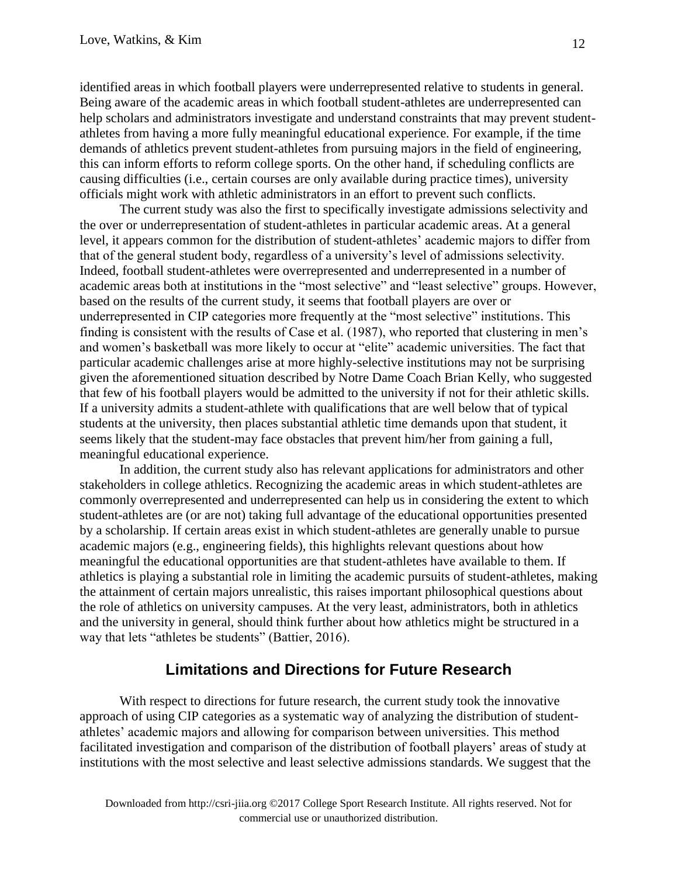identified areas in which football players were underrepresented relative to students in general. Being aware of the academic areas in which football student-athletes are underrepresented can help scholars and administrators investigate and understand constraints that may prevent student-athletes from having a more fully meaningful educational experience. For example, if the time demands of athletics prevent student-athletes from pursuing majors in the field of engineering, this can inform efforts to reform college sports. On the other hand, if scheduling conflicts are causing difficulties (i.e., certain courses are only available during practice times), university officials might work with athletic administrators in an effort to prevent such conflicts.

The current study was also the first to specifically investigate admissions selectivity and the over or underrepresentation of student-athletes in particular academic areas. At a general level, it appears common for the distribution of student-athletes' academic majors to differ from that of the general student body, regardless of a university's level of admissions selectivity. Indeed, football student-athletes were overrepresented and underrepresented in a number of academic areas both at institutions in the "most selective" and "least selective" groups. However, based on the results of the current study, it seems that football players are over or underrepresented in CIP categories more frequently at the "most selective" institutions. This finding is consistent with the results of Case et al. (1987), who reported that clustering in men's and women's basketball was more likely to occur at "elite" academic universities. The fact that particular academic challenges arise at more highly-selective institutions may not be surprising given the aforementioned situation described by Notre Dame Coach Brian Kelly, who suggested that few of his football players would be admitted to the university if not for their athletic skills. If a university admits a student-athlete with qualifications that are well below that of typical students at the university, then places substantial athletic time demands upon that student, it seems likely that the student-may face obstacles that prevent him/her from gaining a full, meaningful educational experience.

In addition, the current study also has relevant applications for administrators and other stakeholders in college athletics. Recognizing the academic areas in which student-athletes are commonly overrepresented and underrepresented can help us in considering the extent to which student-athletes are (or are not) taking full advantage of the educational opportunities presented by a scholarship. If certain areas exist in which student-athletes are generally unable to pursue academic majors (e.g., engineering fields), this highlights relevant questions about how meaningful the educational opportunities are that student-athletes have available to them. If athletics is playing a substantial role in limiting the academic pursuits of student-athletes, making the attainment of certain majors unrealistic, this raises important philosophical questions about the role of athletics on university campuses. At the very least, administrators, both in athletics and the university in general, should think further about how athletics might be structured in a way that lets "athletes be students" (Battier, 2016).

## Limitations and Directions for Future Research

With respect to directions for future research, the current study took the innovative approach of using CIP categories as a systematic way of analyzing the distribution of student-athletes' academic majors and allowing for comparison between universities. This method facilitated investigation and comparison of the distribution of football players' areas of study at institutions with the most selective and least selective admissions standards. We suggest that the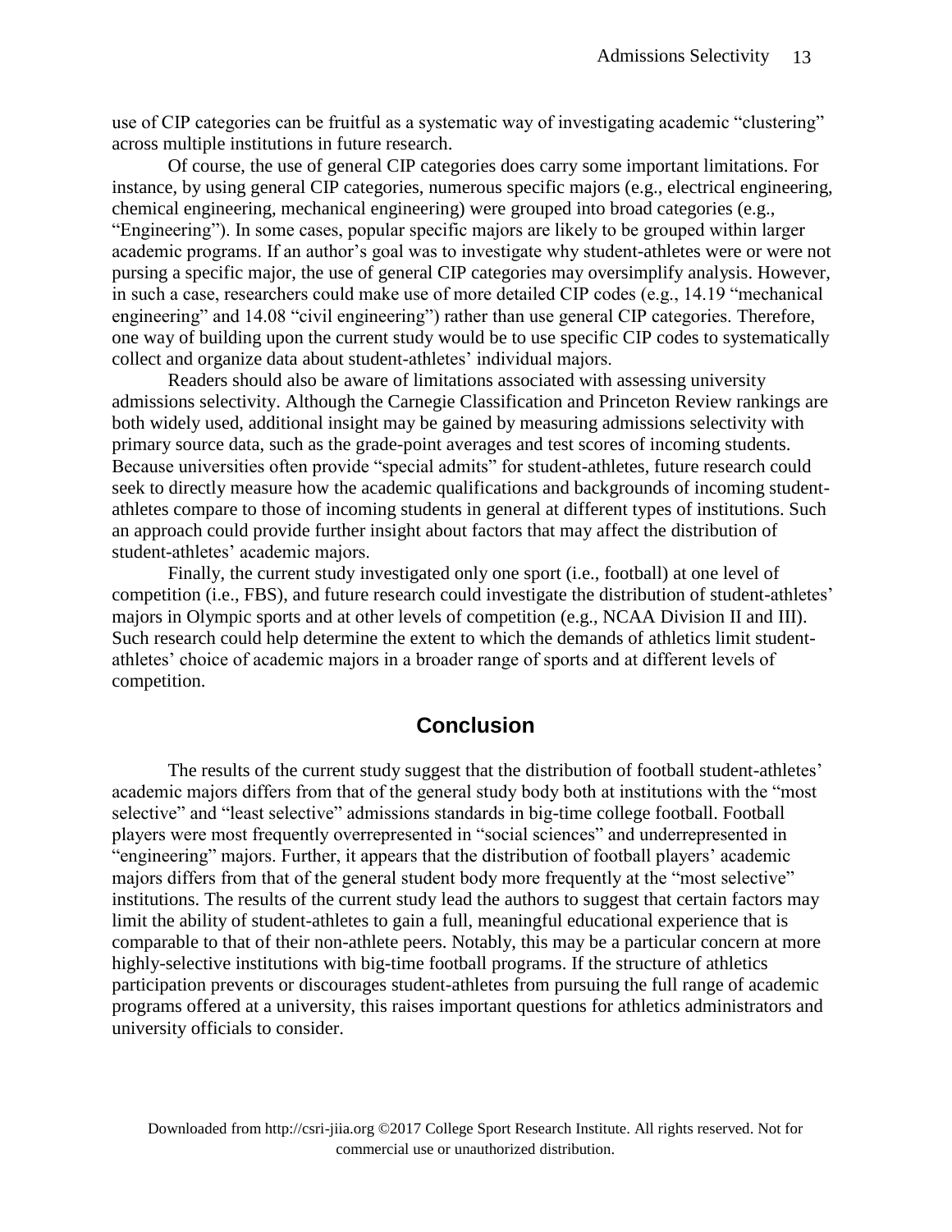use of CIP categories can be fruitful as a systematic way of investigating academic "clustering" across multiple institutions in future research.

Of course, the use of general CIP categories does carry some important limitations. For instance, by using general CIP categories, numerous specific majors (e.g., electrical engineering, chemical engineering, mechanical engineering) were grouped into broad categories (e.g., "Engineering"). In some cases, popular specific majors are likely to be grouped within larger academic programs. If an author's goal was to investigate why student-athletes were or were not pursing a specific major, the use of general CIP categories may oversimplify analysis. However, in such a case, researchers could make use of more detailed CIP codes (e.g., 14.19 "mechanical engineering" and 14.08 "civil engineering") rather than use general CIP categories. Therefore, one way of building upon the current study would be to use specific CIP codes to systematically collect and organize data about student-athletes' individual majors.

Readers should also be aware of limitations associated with assessing university admissions selectivity. Although the Carnegie Classification and Princeton Review rankings are both widely used, additional insight may be gained by measuring admissions selectivity with primary source data, such as the grade-point averages and test scores of incoming students. Because universities often provide "special admits" for student-athletes, future research could seek to directly measure how the academic qualifications and backgrounds of incoming student-athletes compare to those of incoming students in general at different types of institutions. Such an approach could provide further insight about factors that may affect the distribution of student-athletes' academic majors.

Finally, the current study investigated only one sport (i.e., football) at one level of competition (i.e., FBS), and future research could investigate the distribution of student-athletes' majors in Olympic sports and at other levels of competition (e.g., NCAA Division II and III). Such research could help determine the extent to which the demands of athletics limit student-athletes' choice of academic majors in a broader range of sports and at different levels of competition.

## Conclusion

The results of the current study suggest that the distribution of football student-athletes' academic majors differs from that of the general study body both at institutions with the "most selective" and "least selective" admissions standards in big-time college football. Football players were most frequently overrepresented in "social sciences" and underrepresented in "engineering" majors. Further, it appears that the distribution of football players' academic majors differs from that of the general student body more frequently at the "most selective" institutions. The results of the current study lead the authors to suggest that certain factors may limit the ability of student-athletes to gain a full, meaningful educational experience that is comparable to that of their non-athlete peers. Notably, this may be a particular concern at more highly-selective institutions with big-time football programs. If the structure of athletics participation prevents or discourages student-athletes from pursuing the full range of academic programs offered at a university, this raises important questions for athletics administrators and university officials to consider.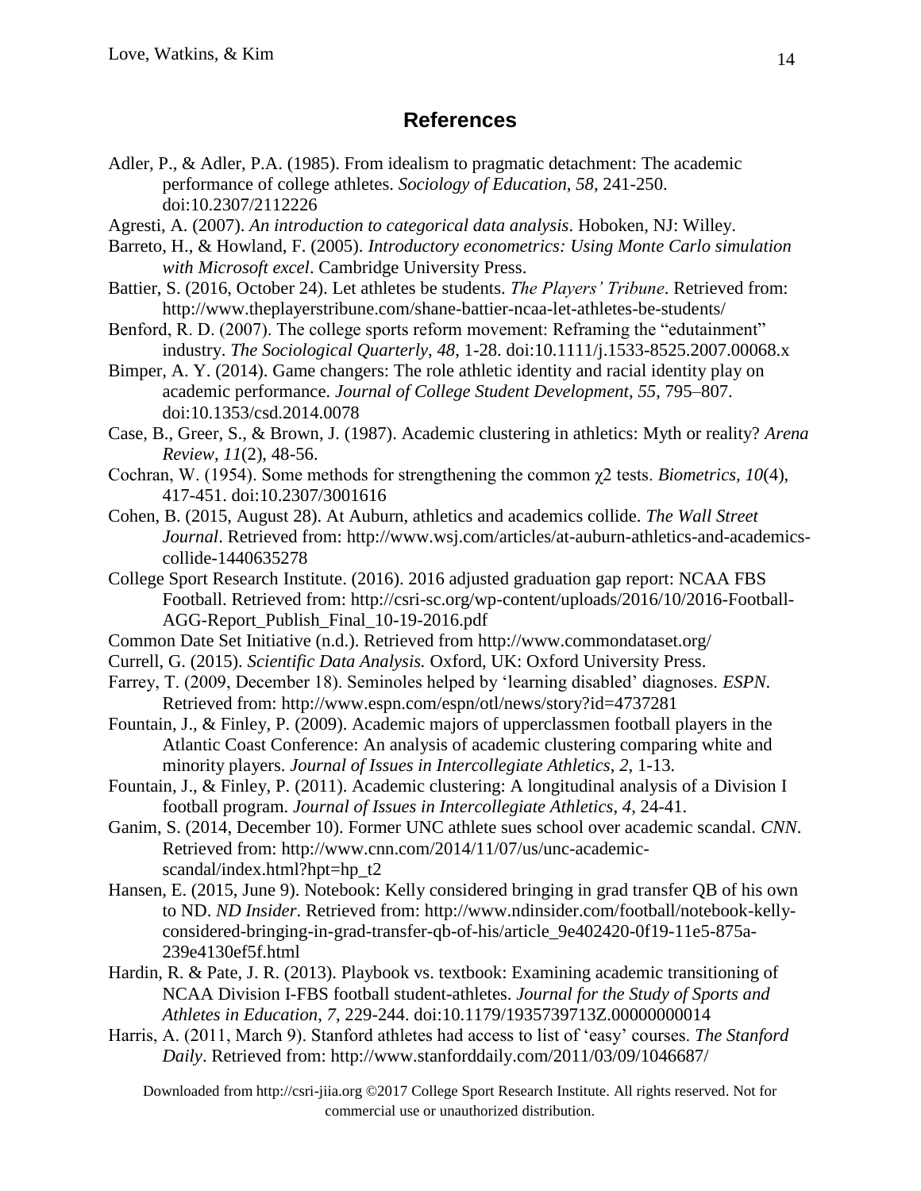## References

Adler, P., & Adler, P.A. (1985). From idealism to pragmatic detachment: The academic performance of college athletes. *Sociology of Education*, *58*, 241-250. doi:10.2307/2112226

Agresti, A. (2007). *An introduction to categorical data analysis*. Hoboken, NJ: Willey.

Barreto, H., & Howland, F. (2005). *Introductory econometrics: Using Monte Carlo simulation with Microsoft excel*. Cambridge University Press.

Battier, S. (2016, October 24). Let athletes be students. *The Players' Tribune*. Retrieved from: http://www.theplayerstribune.com/shane-battier-ncaa-let-athletes-be-students/

Benford, R. D. (2007). The college sports reform movement: Reframing the "edutainment" industry. *The Sociological Quarterly, 48*, 1-28. doi:10.1111/j.1533-8525.2007.00068.x

Bimper, A. Y. (2014). Game changers: The role athletic identity and racial identity play on academic performance. *Journal of College Student Development*, *55*, 795–807. doi:10.1353/csd.2014.0078

Case, B., Greer, S., & Brown, J. (1987). Academic clustering in athletics: Myth or reality? *Arena Review*, *11*(2), 48-56.

Cochran, W. (1954). Some methods for strengthening the common $\chi 2$ tests. *Biometrics, 10*(4), 417-451. doi:10.2307/3001616

Cohen, B. (2015, August 28). At Auburn, athletics and academics collide. *The Wall Street Journal*. Retrieved from: http://www.wsj.com/articles/at-auburn-athletics-and-academics-collide-1440635278

College Sport Research Institute. (2016). 2016 adjusted graduation gap report: NCAA FBS Football. Retrieved from: http://csri-sc.org/wp-content/uploads/2016/10/2016-Football-AGG-Report_Publish_Final_10-19-2016.pdf

Common Date Set Initiative (n.d.). Retrieved from http://www.commondataset.org/

Currell, G. (2015). *Scientific Data Analysis.* Oxford, UK: Oxford University Press.

Farrey, T. (2009, December 18). Seminoles helped by 'learning disabled' diagnoses. *ESPN*. Retrieved from: http://www.espn.com/espn/otl/news/story?id=4737281

Fountain, J., & Finley, P. (2009). Academic majors of upperclassmen football players in the Atlantic Coast Conference: An analysis of academic clustering comparing white and minority players. *Journal of Issues in Intercollegiate Athletics*, *2*, 1-13.

Fountain, J., & Finley, P. (2011). Academic clustering: A longitudinal analysis of a Division I football program. *Journal of Issues in Intercollegiate Athletics*, *4*, 24-41.

Ganim, S. (2014, December 10). Former UNC athlete sues school over academic scandal. *CNN*. Retrieved from: http://www.cnn.com/2014/11/07/us/unc-academic-scandal/index.html?hpt=hp_t2

Hansen, E. (2015, June 9). Notebook: Kelly considered bringing in grad transfer QB of his own to ND. *ND Insider*. Retrieved from: http://www.ndinsider.com/football/notebook-kelly-considered-bringing-in-grad-transfer-qb-of-his/article_9e402420-0f19-11e5-875a-239e4130ef5f.html

Hardin, R. & Pate, J. R. (2013). Playbook vs. textbook: Examining academic transitioning of NCAA Division I-FBS football student-athletes. *Journal for the Study of Sports and Athletes in Education*, *7*, 229-244. doi:10.1179/1935739713Z.00000000014

Harris, A. (2011, March 9). Stanford athletes had access to list of 'easy' courses. *The Stanford Daily*. Retrieved from: http://www.stanforddaily.com/2011/03/09/1046687/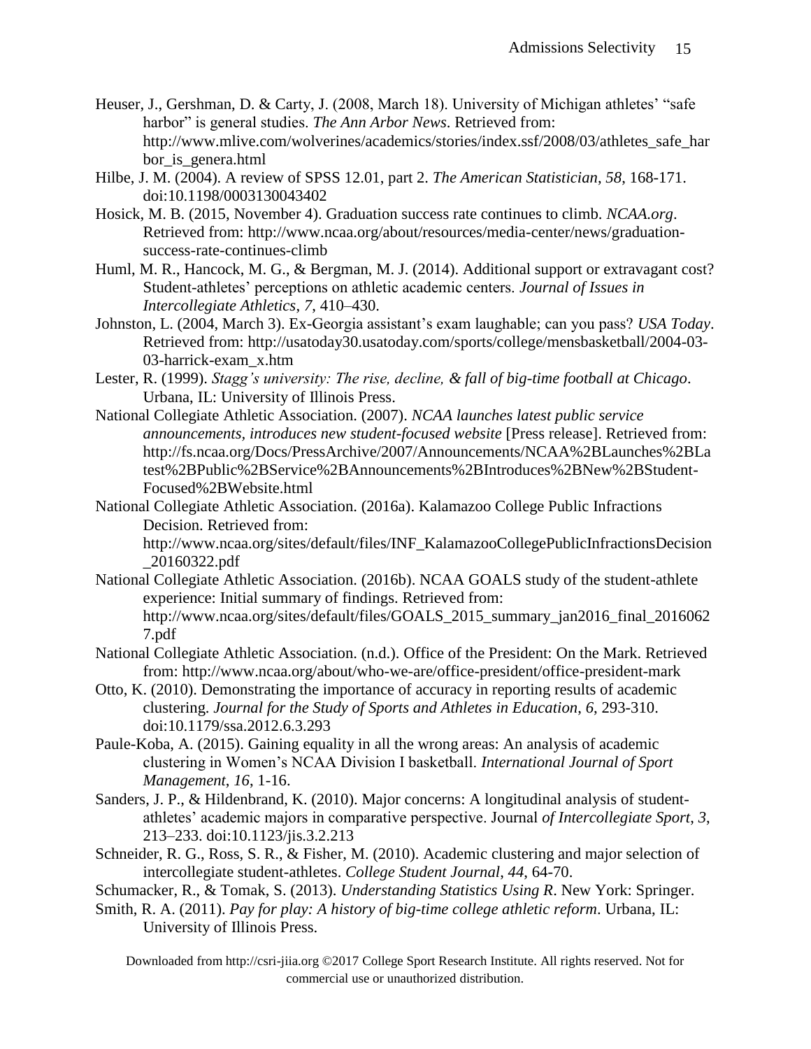Heuser, J., Gershman, D. & Carty, J. (2008, March 18). University of Michigan athletes' "safe harbor" is general studies. *The Ann Arbor News*. Retrieved from: http://www.mlive.com/wolverines/academics/stories/index.ssf/2008/03/athletes_safe_harbor_is_genera.html

Hilbe, J. M. (2004). A review of SPSS 12.01, part 2. *The American Statistician*, *58*, 168-171. doi:10.1198/0003130043402

Hosick, M. B. (2015, November 4). Graduation success rate continues to climb. *NCAA.org*. Retrieved from: http://www.ncaa.org/about/resources/media-center/news/graduation-success-rate-continues-climb

Huml, M. R., Hancock, M. G., & Bergman, M. J. (2014). Additional support or extravagant cost? Student-athletes' perceptions on athletic academic centers. *Journal of Issues in Intercollegiate Athletics*, *7*, 410–430.

Johnston, L. (2004, March 3). Ex-Georgia assistant's exam laughable; can you pass? *USA Today*. Retrieved from: http://usatoday30.usatoday.com/sports/college/mensbasketball/2004-03-03-harrick-exam_x.htm

Lester, R. (1999). *Stagg's university: The rise, decline, & fall of big-time football at Chicago*. Urbana, IL: University of Illinois Press.

National Collegiate Athletic Association. (2007). *NCAA launches latest public service announcements, introduces new student-focused website* [Press release]. Retrieved from: http://fs.ncaa.org/Docs/PressArchive/2007/Announcements/NCAA%2BLaunches%2BLatest%2BPublic%2BService%2BAnnouncements%2BIntroduces%2BNew%2BStudent-Focused%2BWebsite.html

National Collegiate Athletic Association. (2016a). Kalamazoo College Public Infractions Decision. Retrieved from: http://www.ncaa.org/sites/default/files/INF_KalamazooCollegePublicInfractionsDecision_20160322.pdf

National Collegiate Athletic Association. (2016b). NCAA GOALS study of the student-athlete experience: Initial summary of findings. Retrieved from: http://www.ncaa.org/sites/default/files/GOALS_2015_summary_jan2016_final_20160627.pdf

National Collegiate Athletic Association. (n.d.). Office of the President: On the Mark. Retrieved from: http://www.ncaa.org/about/who-we-are/office-president/office-president-mark

Otto, K. (2010). Demonstrating the importance of accuracy in reporting results of academic clustering. *Journal for the Study of Sports and Athletes in Education*, *6*, 293-310. doi:10.1179/ssa.2012.6.3.293

Paule-Koba, A. (2015). Gaining equality in all the wrong areas: An analysis of academic clustering in Women's NCAA Division I basketball. *International Journal of Sport Management*, *16*, 1-16.

Sanders, J. P., & Hildenbrand, K. (2010). Major concerns: A longitudinal analysis of student-athletes' academic majors in comparative perspective. Journal *of Intercollegiate Sport, 3,* 213–233. doi:10.1123/jis.3.2.213

Schneider, R. G., Ross, S. R., & Fisher, M. (2010). Academic clustering and major selection of intercollegiate student-athletes. *College Student Journal*, *44*, 64-70.

Schumacker, R., & Tomak, S. (2013). *Understanding Statistics Using R*. New York: Springer.

Smith, R. A. (2011). *Pay for play: A history of big-time college athletic reform*. Urbana, IL: University of Illinois Press.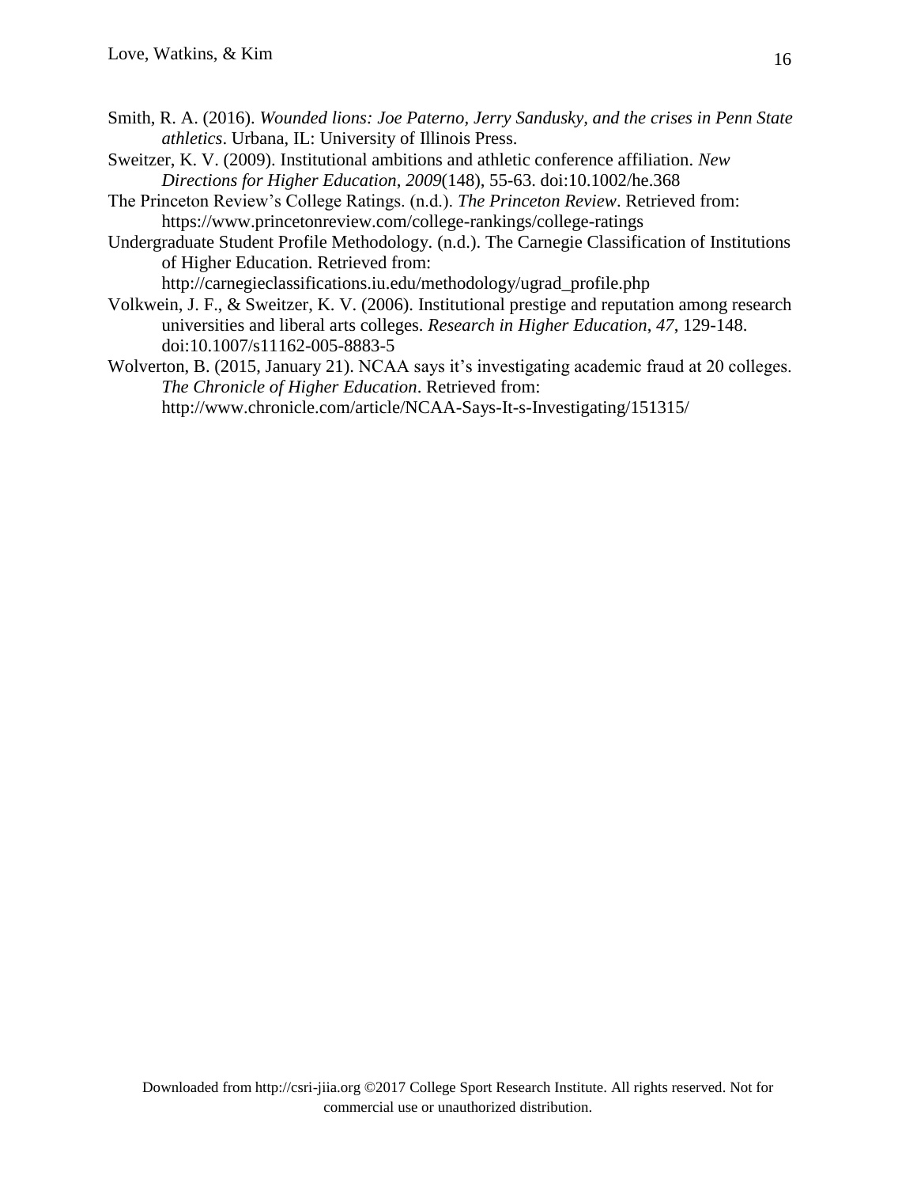Smith, R. A. (2016). *Wounded lions: Joe Paterno, Jerry Sandusky, and the crises in Penn State athletics*. Urbana, IL: University of Illinois Press.

Sweitzer, K. V. (2009). Institutional ambitions and athletic conference affiliation. *New Directions for Higher Education, 2009*(148), 55-63. doi:10.1002/he.368

The Princeton Review's College Ratings. (n.d.). *The Princeton Review*. Retrieved from: https://www.princetonreview.com/college-rankings/college-ratings

Undergraduate Student Profile Methodology. (n.d.). The Carnegie Classification of Institutions of Higher Education. Retrieved from: http://carnegieclassifications.iu.edu/methodology/ugrad_profile.php

Volkwein, J. F., & Sweitzer, K. V. (2006). Institutional prestige and reputation among research universities and liberal arts colleges. *Research in Higher Education*, *47*, 129-148. doi:10.1007/s11162-005-8883-5

Wolverton, B. (2015, January 21). NCAA says it's investigating academic fraud at 20 colleges. *The Chronicle of Higher Education*. Retrieved from: http://www.chronicle.com/article/NCAA-Says-It-s-Investigating/151315/

Downloaded from http://csri-jiia.org ©2017 College Sport Research Institute. All rights reserved. Not for commercial use or unauthorized distribution.